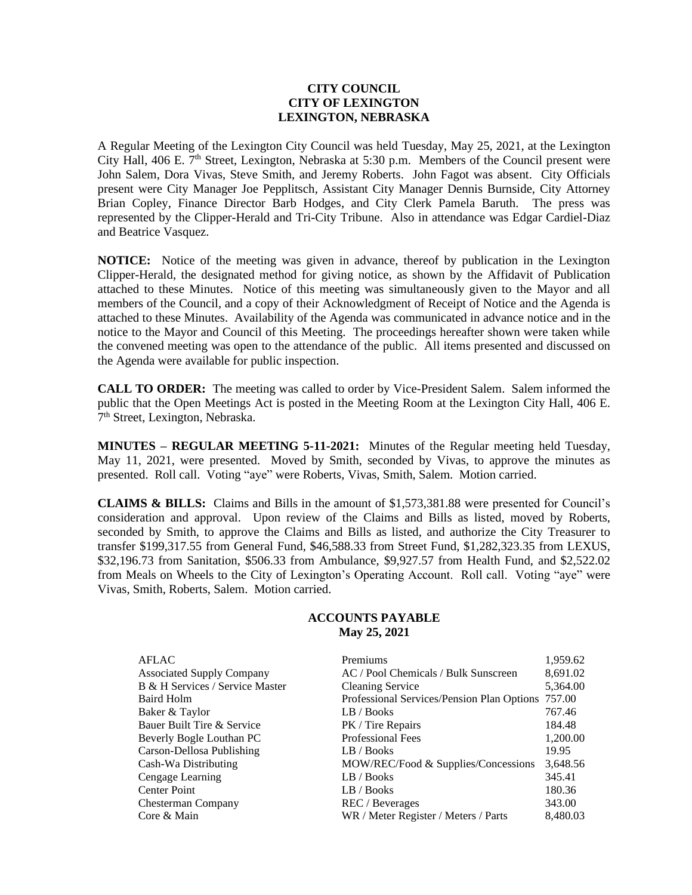**CITY COUNCIL**
**CITY OF LEXINGTON**
**LEXINGTON, NEBRASKA**

A Regular Meeting of the Lexington City Council was held Tuesday, May 25, 2021, at the Lexington City Hall, 406 E. 7th Street, Lexington, Nebraska at 5:30 p.m. Members of the Council present were John Salem, Dora Vivas, Steve Smith, and Jeremy Roberts. John Fagot was absent. City Officials present were City Manager Joe Pepplitsch, Assistant City Manager Dennis Burnside, City Attorney Brian Copley, Finance Director Barb Hodges, and City Clerk Pamela Baruth. The press was represented by the Clipper-Herald and Tri-City Tribune. Also in attendance was Edgar Cardiel-Diaz and Beatrice Vasquez.

**NOTICE:** Notice of the meeting was given in advance, thereof by publication in the Lexington Clipper-Herald, the designated method for giving notice, as shown by the Affidavit of Publication attached to these Minutes. Notice of this meeting was simultaneously given to the Mayor and all members of the Council, and a copy of their Acknowledgment of Receipt of Notice and the Agenda is attached to these Minutes. Availability of the Agenda was communicated in advance notice and in the notice to the Mayor and Council of this Meeting. The proceedings hereafter shown were taken while the convened meeting was open to the attendance of the public. All items presented and discussed on the Agenda were available for public inspection.

**CALL TO ORDER:** The meeting was called to order by Vice-President Salem. Salem informed the public that the Open Meetings Act is posted in the Meeting Room at the Lexington City Hall, 406 E. 7th Street, Lexington, Nebraska.

**MINUTES – REGULAR MEETING 5-11-2021:** Minutes of the Regular meeting held Tuesday, May 11, 2021, were presented. Moved by Smith, seconded by Vivas, to approve the minutes as presented. Roll call. Voting "aye" were Roberts, Vivas, Smith, Salem. Motion carried.

**CLAIMS & BILLS:** Claims and Bills in the amount of $1,573,381.88 were presented for Council's consideration and approval. Upon review of the Claims and Bills as listed, moved by Roberts, seconded by Smith, to approve the Claims and Bills as listed, and authorize the City Treasurer to transfer $199,317.55 from General Fund, $46,588.33 from Street Fund, $1,282,323.35 from LEXUS, $32,196.73 from Sanitation, $506.33 from Ambulance, $9,927.57 from Health Fund, and $2,522.02 from Meals on Wheels to the City of Lexington's Operating Account. Roll call. Voting "aye" were Vivas, Smith, Roberts, Salem. Motion carried.

**ACCOUNTS PAYABLE**
**May 25, 2021**

| | | |
|---|---|---|
| AFLAC | Premiums | 1,959.62 |
| Associated Supply Company | AC / Pool Chemicals / Bulk Sunscreen | 8,691.02 |
| B & H Services / Service Master | Cleaning Service | 5,364.00 |
| Baird Holm | Professional Services/Pension Plan Options | 757.00 |
| Baker & Taylor | LB / Books | 767.46 |
| Bauer Built Tire & Service | PK / Tire Repairs | 184.48 |
| Beverly Bogle Louthan PC | Professional Fees | 1,200.00 |
| Carson-Dellosa Publishing | LB / Books | 19.95 |
| Cash-Wa Distributing | MOW/REC/Food & Supplies/Concessions | 3,648.56 |
| Cengage Learning | LB / Books | 345.41 |
| Center Point | LB / Books | 180.36 |
| Chesterman Company | REC / Beverages | 343.00 |
| Core & Main | WR / Meter Register / Meters / Parts | 8,480.03 |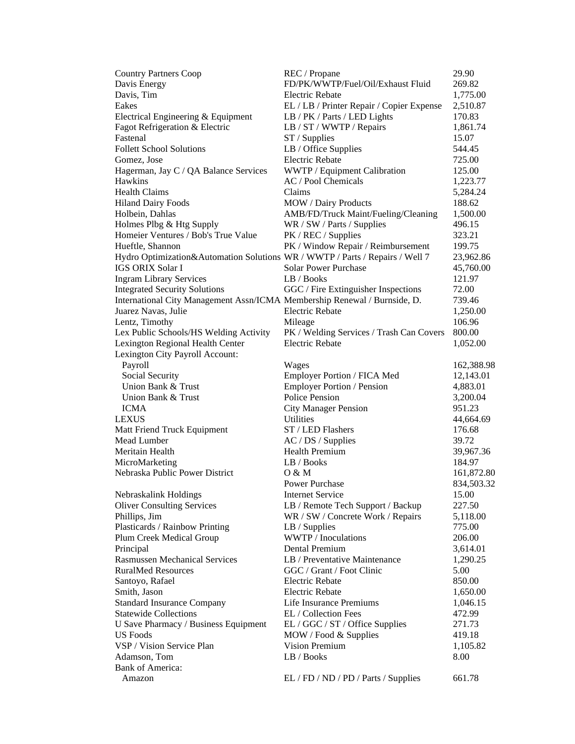| | | |
|---|---|---|
| Country Partners Coop | REC / Propane | 29.90 |
| Davis Energy | FD/PK/WWTP/Fuel/Oil/Exhaust Fluid | 269.82 |
| Davis, Tim | Electric Rebate | 1,775.00 |
| Eakes | EL / LB / Printer Repair / Copier Expense | 2,510.87 |
| Electrical Engineering & Equipment | LB / PK / Parts / LED Lights | 170.83 |
| Fagot Refrigeration & Electric | LB / ST / WWTP / Repairs | 1,861.74 |
| Fastenal | ST / Supplies | 15.07 |
| Follett School Solutions | LB / Office Supplies | 544.45 |
| Gomez, Jose | Electric Rebate | 725.00 |
| Hagerman, Jay C / QA Balance Services | WWTP / Equipment Calibration | 125.00 |
| Hawkins | AC / Pool Chemicals | 1,223.77 |
| Health Claims | Claims | 5,284.24 |
| Hiland Dairy Foods | MOW / Dairy Products | 188.62 |
| Holbein, Dahlas | AMB/FD/Truck Maint/Fueling/Cleaning | 1,500.00 |
| Holmes Plbg & Htg Supply | WR / SW / Parts / Supplies | 496.15 |
| Homeier Ventures / Bob's True Value | PK / REC / Supplies | 323.21 |
| Hueftle, Shannon | PK / Window Repair / Reimbursement | 199.75 |
| Hydro Optimization&Automation Solutions | WR / WWTP / Parts / Repairs / Well 7 | 23,962.86 |
| IGS ORIX Solar I | Solar Power Purchase | 45,760.00 |
| Ingram Library Services | LB / Books | 121.97 |
| Integrated Security Solutions | GGC / Fire Extinguisher Inspections | 72.00 |
| International City Management Assn/ICMA | Membership Renewal / Burnside, D. | 739.46 |
| Juarez Navas, Julie | Electric Rebate | 1,250.00 |
| Lentz, Timothy | Mileage | 106.96 |
| Lex Public Schools/HS Welding Activity | PK / Welding Services / Trash Can Covers | 800.00 |
| Lexington Regional Health Center | Electric Rebate | 1,052.00 |
| Lexington City Payroll Account: | | |
| Payroll | Wages | 162,388.98 |
| Social Security | Employer Portion / FICA Med | 12,143.01 |
| Union Bank & Trust | Employer Portion / Pension | 4,883.01 |
| Union Bank & Trust | Police Pension | 3,200.04 |
| ICMA | City Manager Pension | 951.23 |
| LEXUS | Utilities | 44,664.69 |
| Matt Friend Truck Equipment | ST / LED Flashers | 176.68 |
| Mead Lumber | AC / DS / Supplies | 39.72 |
| Meritain Health | Health Premium | 39,967.36 |
| MicroMarketing | LB / Books | 184.97 |
| Nebraska Public Power District | O & M | 161,872.80 |
| | Power Purchase | 834,503.32 |
| Nebraskalink Holdings | Internet Service | 15.00 |
| Oliver Consulting Services | LB / Remote Tech Support / Backup | 227.50 |
| Phillips, Jim | WR / SW / Concrete Work / Repairs | 5,118.00 |
| Plasticards / Rainbow Printing | LB / Supplies | 775.00 |
| Plum Creek Medical Group | WWTP / Inoculations | 206.00 |
| Principal | Dental Premium | 3,614.01 |
| Rasmussen Mechanical Services | LB / Preventative Maintenance | 1,290.25 |
| RuralMed Resources | GGC / Grant / Foot Clinic | 5.00 |
| Santoyo, Rafael | Electric Rebate | 850.00 |
| Smith, Jason | Electric Rebate | 1,650.00 |
| Standard Insurance Company | Life Insurance Premiums | 1,046.15 |
| Statewide Collections | EL / Collection Fees | 472.99 |
| U Save Pharmacy / Business Equipment | EL / GGC / ST / Office Supplies | 271.73 |
| US Foods | MOW / Food & Supplies | 419.18 |
| VSP / Vision Service Plan | Vision Premium | 1,105.82 |
| Adamson, Tom | LB / Books | 8.00 |
| Bank of America: | | |
| Amazon | EL / FD / ND / PD / Parts / Supplies | 661.78 |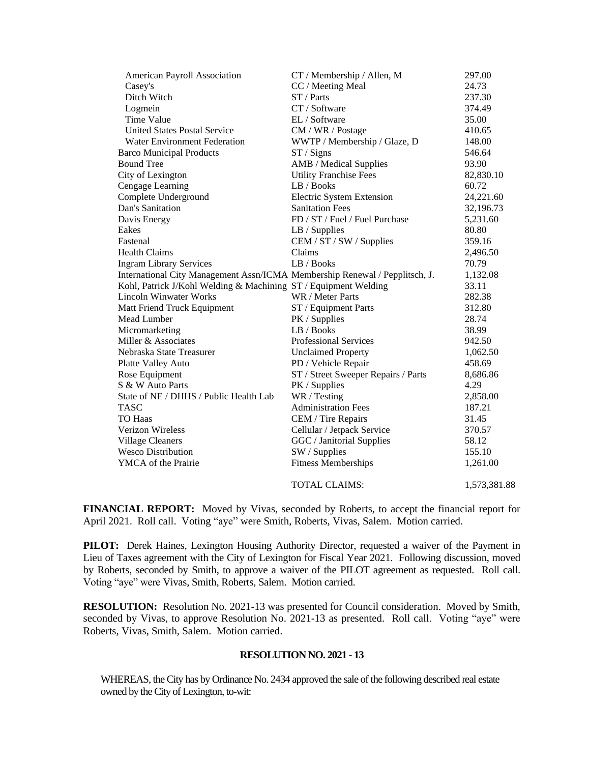| | | |
|---|---|---|
| American Payroll Association | CT / Membership / Allen, M | 297.00 |
| Casey's | CC / Meeting Meal | 24.73 |
| Ditch Witch | ST / Parts | 237.30 |
| Logmein | CT / Software | 374.49 |
| Time Value | EL / Software | 35.00 |
| United States Postal Service | CM / WR / Postage | 410.65 |
| Water Environment Federation | WWTP / Membership / Glaze, D | 148.00 |
| Barco Municipal Products | ST / Signs | 546.64 |
| Bound Tree | AMB / Medical Supplies | 93.90 |
| City of Lexington | Utility Franchise Fees | 82,830.10 |
| Cengage Learning | LB / Books | 60.72 |
| Complete Underground | Electric System Extension | 24,221.60 |
| Dan's Sanitation | Sanitation Fees | 32,196.73 |
| Davis Energy | FD / ST / Fuel / Fuel Purchase | 5,231.60 |
| Eakes | LB / Supplies | 80.80 |
| Fastenal | CEM / ST / SW / Supplies | 359.16 |
| Health Claims | Claims | 2,496.50 |
| Ingram Library Services | LB / Books | 70.79 |
| International City Management Assn/ICMA | Membership Renewal / Pepplitsch, J. | 1,132.08 |
| Kohl, Patrick J/Kohl Welding & Machining | ST / Equipment Welding | 33.11 |
| Lincoln Winwater Works | WR / Meter Parts | 282.38 |
| Matt Friend Truck Equipment | ST / Equipment Parts | 312.80 |
| Mead Lumber | PK / Supplies | 28.74 |
| Micromarketing | LB / Books | 38.99 |
| Miller & Associates | Professional Services | 942.50 |
| Nebraska State Treasurer | Unclaimed Property | 1,062.50 |
| Platte Valley Auto | PD / Vehicle Repair | 458.69 |
| Rose Equipment | ST / Street Sweeper Repairs / Parts | 8,686.86 |
| S & W Auto Parts | PK / Supplies | 4.29 |
| State of NE / DHHS / Public Health Lab | WR / Testing | 2,858.00 |
| TASC | Administration Fees | 187.21 |
| TO Haas | CEM / Tire Repairs | 31.45 |
| Verizon Wireless | Cellular / Jetpack Service | 370.57 |
| Village Cleaners | GGC / Janitorial Supplies | 58.12 |
| Wesco Distribution | SW / Supplies | 155.10 |
| YMCA of the Prairie | Fitness Memberships | 1,261.00 |
| | TOTAL CLAIMS: | 1,573,381.88 |

**FINANCIAL REPORT:** Moved by Vivas, seconded by Roberts, to accept the financial report for April 2021. Roll call. Voting "aye" were Smith, Roberts, Vivas, Salem. Motion carried.

**PILOT:** Derek Haines, Lexington Housing Authority Director, requested a waiver of the Payment in Lieu of Taxes agreement with the City of Lexington for Fiscal Year 2021. Following discussion, moved by Roberts, seconded by Smith, to approve a waiver of the PILOT agreement as requested. Roll call. Voting "aye" were Vivas, Smith, Roberts, Salem. Motion carried.

**RESOLUTION:** Resolution No. 2021-13 was presented for Council consideration. Moved by Smith, seconded by Vivas, to approve Resolution No. 2021-13 as presented. Roll call. Voting "aye" were Roberts, Vivas, Smith, Salem. Motion carried.

**RESOLUTION NO. 2021 - 13**

WHEREAS, the City has by Ordinance No. 2434 approved the sale of the following described real estate owned by the City of Lexington, to-wit: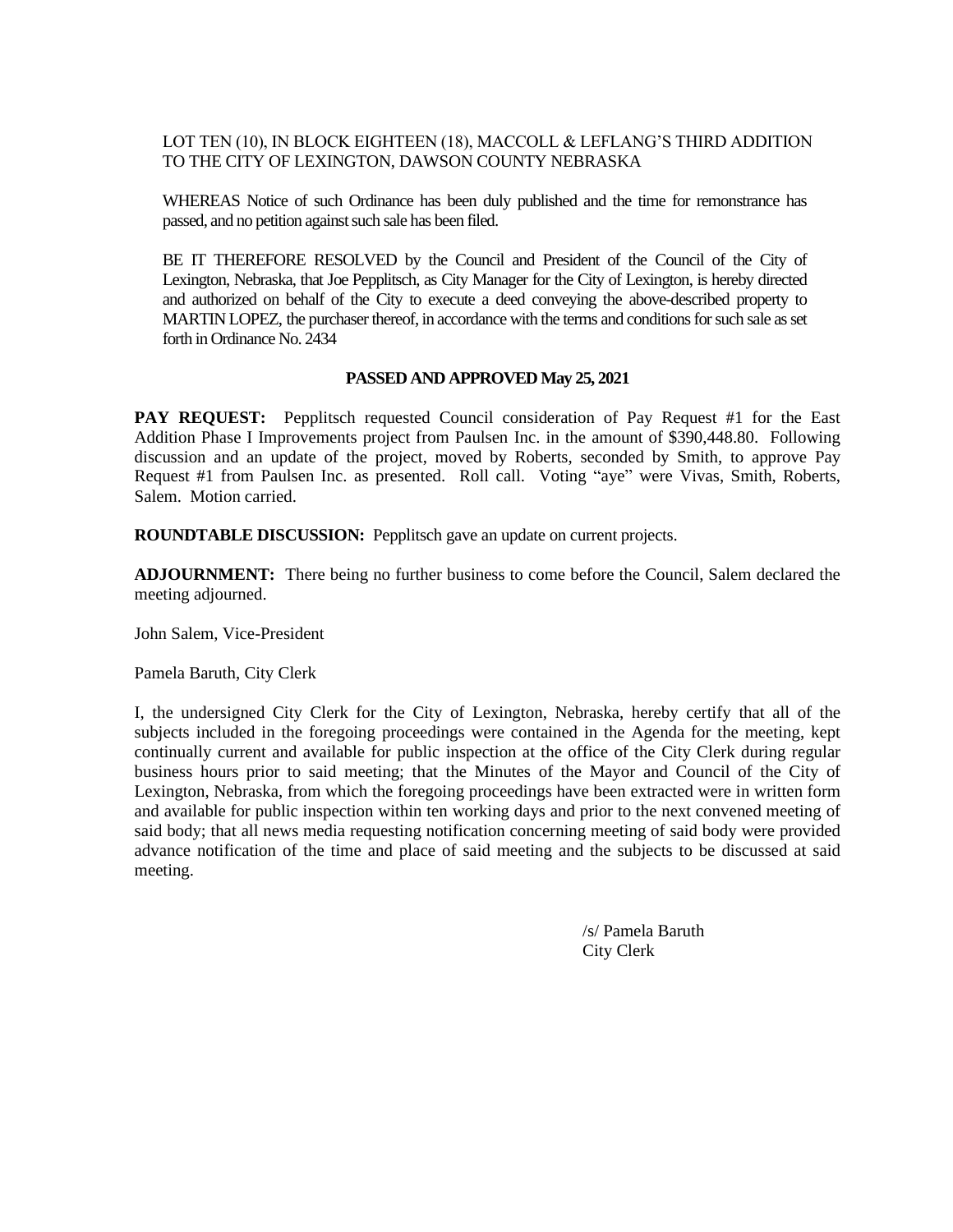LOT TEN (10), IN BLOCK EIGHTEEN (18), MACCOLL & LEFLANG'S THIRD ADDITION TO THE CITY OF LEXINGTON, DAWSON COUNTY NEBRASKA

WHEREAS Notice of such Ordinance has been duly published and the time for remonstrance has passed, and no petition against such sale has been filed.

BE IT THEREFORE RESOLVED by the Council and President of the Council of the City of Lexington, Nebraska, that Joe Pepplitsch, as City Manager for the City of Lexington, is hereby directed and authorized on behalf of the City to execute a deed conveying the above-described property to MARTIN LOPEZ, the purchaser thereof, in accordance with the terms and conditions for such sale as set forth in Ordinance No. 2434

**PASSED AND APPROVED May 25, 2021**

**PAY REQUEST:** Pepplitsch requested Council consideration of Pay Request #1 for the East Addition Phase I Improvements project from Paulsen Inc. in the amount of $390,448.80. Following discussion and an update of the project, moved by Roberts, seconded by Smith, to approve Pay Request #1 from Paulsen Inc. as presented. Roll call. Voting "aye" were Vivas, Smith, Roberts, Salem. Motion carried.

**ROUNDTABLE DISCUSSION:** Pepplitsch gave an update on current projects.

**ADJOURNMENT:** There being no further business to come before the Council, Salem declared the meeting adjourned.

John Salem, Vice-President

Pamela Baruth, City Clerk

I, the undersigned City Clerk for the City of Lexington, Nebraska, hereby certify that all of the subjects included in the foregoing proceedings were contained in the Agenda for the meeting, kept continually current and available for public inspection at the office of the City Clerk during regular business hours prior to said meeting; that the Minutes of the Mayor and Council of the City of Lexington, Nebraska, from which the foregoing proceedings have been extracted were in written form and available for public inspection within ten working days and prior to the next convened meeting of said body; that all news media requesting notification concerning meeting of said body were provided advance notification of the time and place of said meeting and the subjects to be discussed at said meeting.

/s/ Pamela Baruth
City Clerk